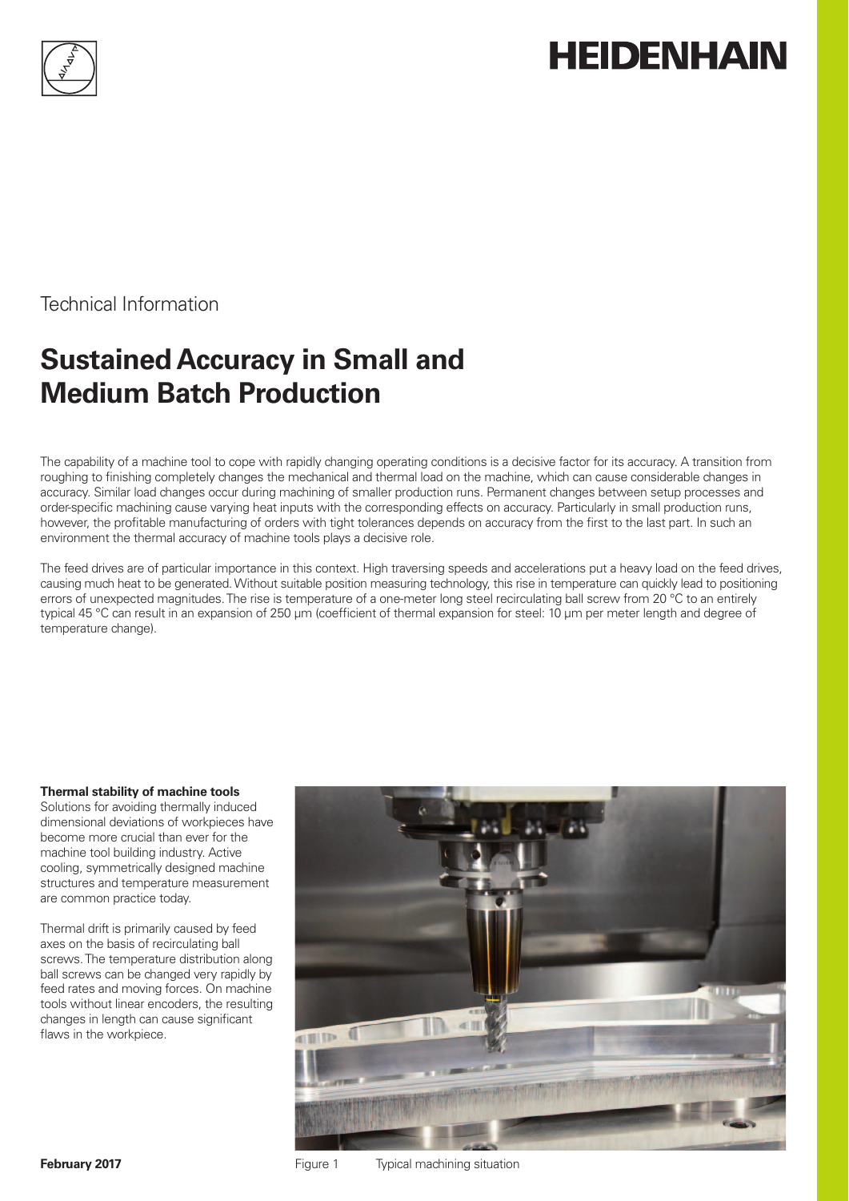HEIDENHAIN

Technical Information

# Sustained Accuracy in Small and Medium Batch Production

The capability of a machine tool to cope with rapidly changing operating conditions is a decisive factor for its accuracy. A transition from roughing to finishing completely changes the mechanical and thermal load on the machine, which can cause considerable changes in accuracy. Similar load changes occur during machining of smaller production runs. Permanent changes between setup processes and order-specific machining cause varying heat inputs with the corresponding effects on accuracy. Particularly in small production runs, however, the profitable manufacturing of orders with tight tolerances depends on accuracy from the first to the last part. In such an environment the thermal accuracy of machine tools plays a decisive role.

The feed drives are of particular importance in this context. High traversing speeds and accelerations put a heavy load on the feed drives, causing much heat to be generated. Without suitable position measuring technology, this rise in temperature can quickly lead to positioning errors of unexpected magnitudes. The rise is temperature of a one-meter long steel recirculating ball screw from 20 °C to an entirely typical 45 °C can result in an expansion of 250 µm (coefficient of thermal expansion for steel: 10 µm per meter length and degree of temperature change).

**Thermal stability of machine tools**
Solutions for avoiding thermally induced dimensional deviations of workpieces have become more crucial than ever for the machine tool building industry. Active cooling, symmetrically designed machine structures and temperature measurement are common practice today.

Thermal drift is primarily caused by feed axes on the basis of recirculating ball screws. The temperature distribution along ball screws can be changed very rapidly by feed rates and moving forces. On machine tools without linear encoders, the resulting changes in length can cause significant flaws in the workpiece.

Figure 1 Typical machining situation

**February 2017**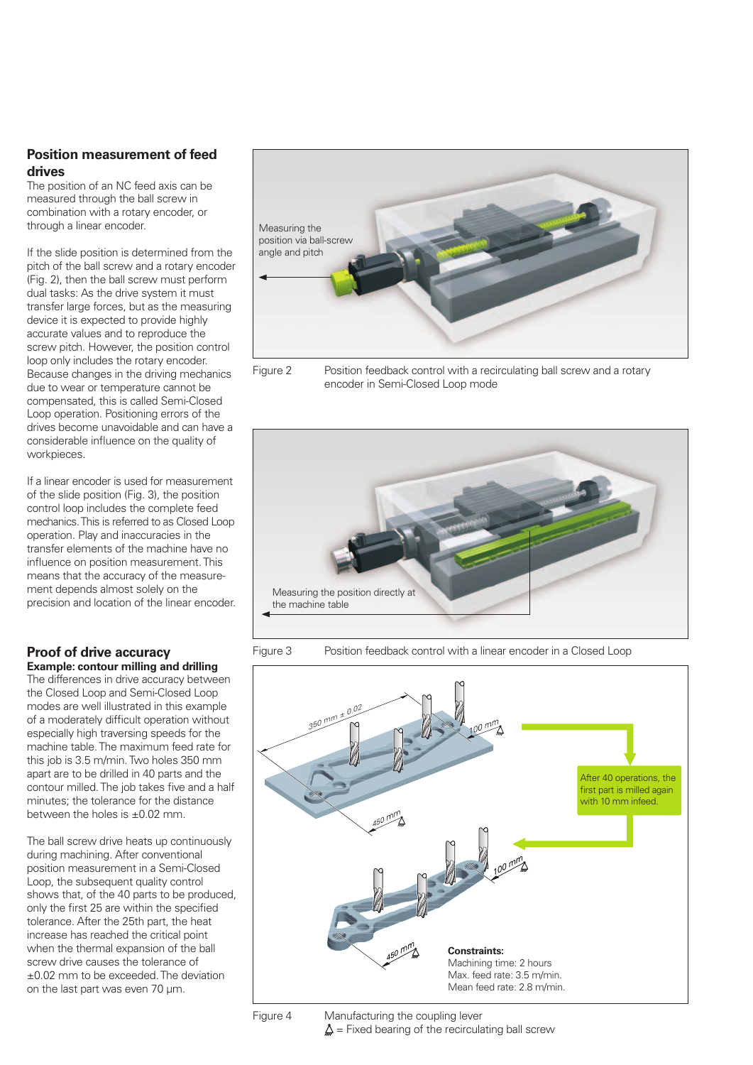## Position measurement of feed drives

The position of an NC feed axis can be measured through the ball screw in combination with a rotary encoder, or through a linear encoder.

If the slide position is determined from the pitch of the ball screw and a rotary encoder (Fig. 2), then the ball screw must perform dual tasks: As the drive system it must transfer large forces, but as the measuring device it is expected to provide highly accurate values and to reproduce the screw pitch. However, the position control loop only includes the rotary encoder. Because changes in the driving mechanics due to wear or temperature cannot be compensated, this is called Semi-Closed Loop operation. Positioning errors of the drives become unavoidable and can have a considerable influence on the quality of workpieces.

If a linear encoder is used for measurement of the slide position (Fig. 3), the position control loop includes the complete feed mechanics. This is referred to as Closed Loop operation. Play and inaccuracies in the transfer elements of the machine have no influence on position measurement. This means that the accuracy of the measurement depends almost solely on the precision and location of the linear encoder.

Measuring the position via ball-screw angle and pitch

Figure 2 Position feedback control with a recirculating ball screw and a rotary encoder in Semi-Closed Loop mode

Measuring the position directly at the machine table

Figure 3 Position feedback control with a linear encoder in a Closed Loop

## Proof of drive accuracy

**Example: contour milling and drilling**

The differences in drive accuracy between the Closed Loop and Semi-Closed Loop modes are well illustrated in this example of a moderately difficult operation without especially high traversing speeds for the machine table. The maximum feed rate for this job is 3.5 m/min. Two holes 350 mm apart are to be drilled in 40 parts and the contour milled. The job takes five and a half minutes; the tolerance for the distance between the holes is ±0.02 mm.

The ball screw drive heats up continuously during machining. After conventional position measurement in a Semi-Closed Loop, the subsequent quality control shows that, of the 40 parts to be produced, only the first 25 are within the specified tolerance. After the 25th part, the heat increase has reached the critical point when the thermal expansion of the ball screw drive causes the tolerance of ±0.02 mm to be exceeded. The deviation on the last part was even 70 µm.

350 mm ± 0.02

100 mm

450 mm

After 40 operations, the first part is milled again with 10 mm infeed.

100 mm

450 mm

**Constraints:**
Machining time: 2 hours
Max. feed rate: 3.5 m/min.
Mean feed rate: 2.8 m/min.

Figure 4 Manufacturing the coupling lever
⍋ = Fixed bearing of the recirculating ball screw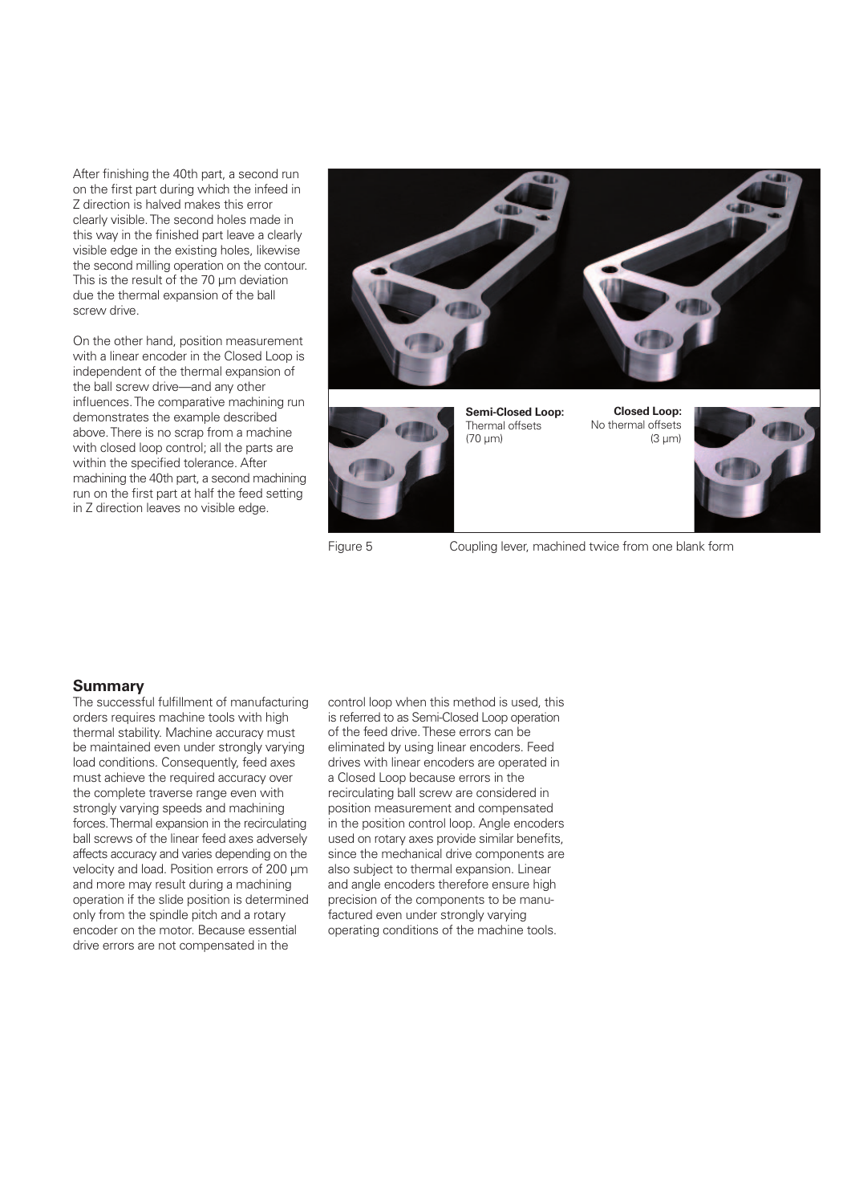After finishing the 40th part, a second run on the first part during which the infeed in Z direction is halved makes this error clearly visible. The second holes made in this way in the finished part leave a clearly visible edge in the existing holes, likewise the second milling operation on the contour. This is the result of the 70 µm deviation due the thermal expansion of the ball screw drive.

On the other hand, position measurement with a linear encoder in the Closed Loop is independent of the thermal expansion of the ball screw drive—and any other influences. The comparative machining run demonstrates the example described above. There is no scrap from a machine with closed loop control; all the parts are within the specified tolerance. After machining the 40th part, a second machining run on the first part at half the feed setting in Z direction leaves no visible edge.

**Semi-Closed Loop:** Thermal offsets (70 µm)

**Closed Loop:** No thermal offsets (3 µm)

Figure 5 Coupling lever, machined twice from one blank form

## Summary

The successful fulfillment of manufacturing orders requires machine tools with high thermal stability. Machine accuracy must be maintained even under strongly varying load conditions. Consequently, feed axes must achieve the required accuracy over the complete traverse range even with strongly varying speeds and machining forces. Thermal expansion in the recirculating ball screws of the linear feed axes adversely affects accuracy and varies depending on the velocity and load. Position errors of 200 µm and more may result during a machining operation if the slide position is determined only from the spindle pitch and a rotary encoder on the motor. Because essential drive errors are not compensated in the control loop when this method is used, this is referred to as Semi-Closed Loop operation of the feed drive. These errors can be eliminated by using linear encoders. Feed drives with linear encoders are operated in a Closed Loop because errors in the recirculating ball screw are considered in position measurement and compensated in the position control loop. Angle encoders used on rotary axes provide similar benefits, since the mechanical drive components are also subject to thermal expansion. Linear and angle encoders therefore ensure high precision of the components to be manufactured even under strongly varying operating conditions of the machine tools.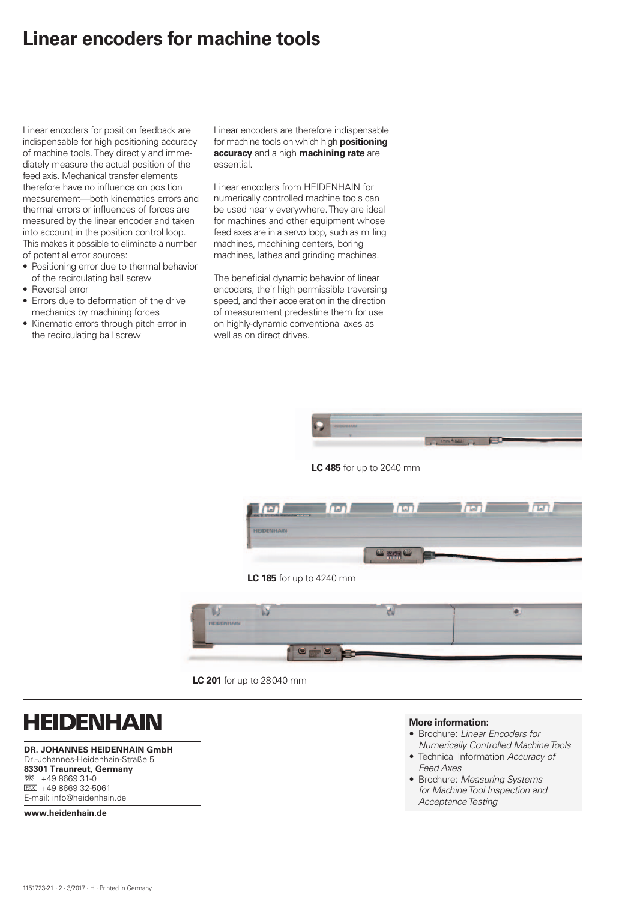# Linear encoders for machine tools

Linear encoders for position feedback are indispensable for high positioning accuracy of machine tools. They directly and immediately measure the actual position of the feed axis. Mechanical transfer elements therefore have no influence on position measurement—both kinematics errors and thermal errors or influences of forces are measured by the linear encoder and taken into account in the position control loop. This makes it possible to eliminate a number of potential error sources:

- Positioning error due to thermal behavior of the recirculating ball screw
- Reversal error
- Errors due to deformation of the drive mechanics by machining forces
- Kinematic errors through pitch error in the recirculating ball screw

Linear encoders are therefore indispensable for machine tools on which high **positioning accuracy** and a high **machining rate** are essential.

Linear encoders from HEIDENHAIN for numerically controlled machine tools can be used nearly everywhere. They are ideal for machines and other equipment whose feed axes are in a servo loop, such as milling machines, machining centers, boring machines, lathes and grinding machines.

The beneficial dynamic behavior of linear encoders, their high permissible traversing speed, and their acceleration in the direction of measurement predestine them for use on highly-dynamic conventional axes as well as on direct drives.

**LC 485** for up to 2040 mm

**LC 185** for up to 4240 mm

**LC 201** for up to 28040 mm

**HEIDENHAIN**

**DR. JOHANNES HEIDENHAIN GmbH**
Dr.-Johannes-Heidenhain-Straße 5
**83301 Traunreut, Germany**
+49 8669 31-0
FAX +49 8669 32-5061
E-mail: info@heidenhain.de

**www.heidenhain.de**

**More information:**

- Brochure: *Linear Encoders for Numerically Controlled Machine Tools*
- Technical Information *Accuracy of Feed Axes*
- Brochure: *Measuring Systems for Machine Tool Inspection and Acceptance Testing*

1151723-21 · 2 · 3/2017 · H · Printed in Germany